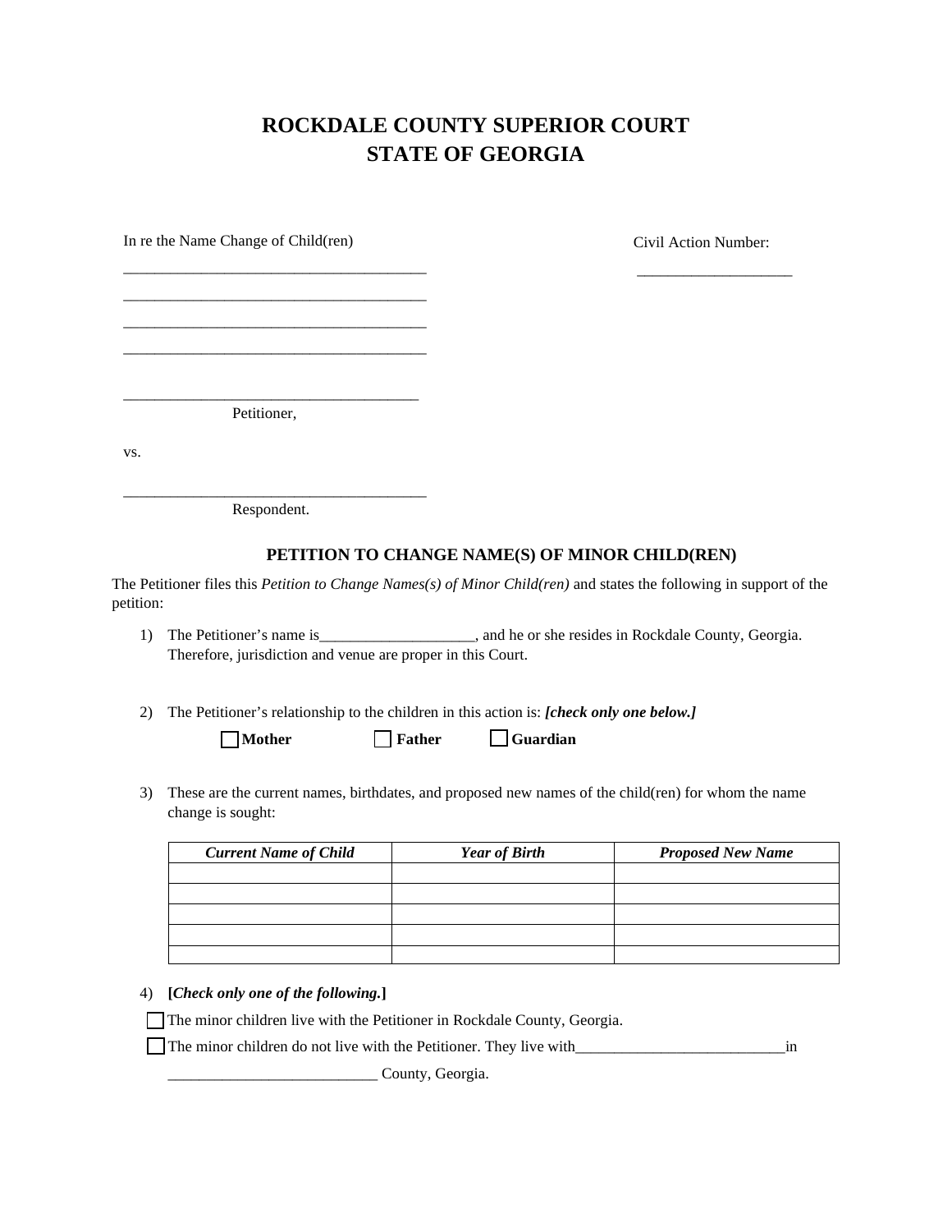# ROCKDALE COUNTY SUPERIOR COURT
# STATE OF GEORGIA

In re the Name Change of Child(ren)

_______________________________________

_______________________________________

_______________________________________

_______________________________________

Civil Action Number:

____________________

_______________________________________

Petitioner,

vs.

_______________________________________

Respondent.

## PETITION TO CHANGE NAME(S) OF MINOR CHILD(REN)

The Petitioner files this *Petition to Change Names(s) of Minor Child(ren)* and states the following in support of the petition:

1) The Petitioner's name is____________________, and he or she resides in Rockdale County, Georgia. Therefore, jurisdiction and venue are proper in this Court.

2) The Petitioner's relationship to the children in this action is: ***[check only one below.]***

   ☐ **Mother** ☐ **Father** ☐ **Guardian**

3) These are the current names, birthdates, and proposed new names of the child(ren) for whom the name change is sought:

| *Current Name of Child* | *Year of Birth* | *Proposed New Name* |
| --- | --- | --- |
| | | |
| | | |
| | | |
| | | |
| | | |

4) **[*Check only one of the following.*]**

☐ The minor children live with the Petitioner in Rockdale County, Georgia.

☐ The minor children do not live with the Petitioner. They live with___________________________in ___________________________ County, Georgia.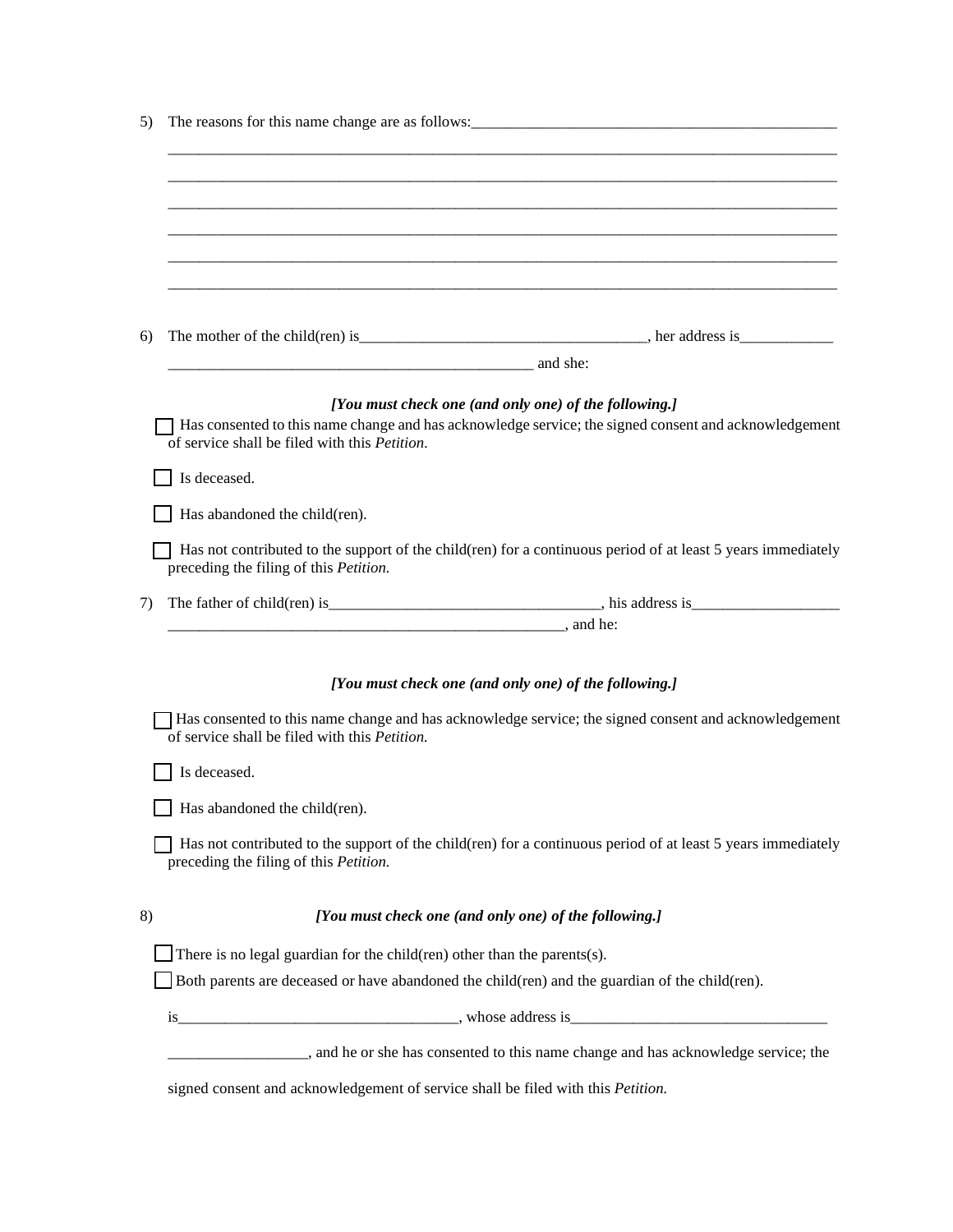5) The reasons for this name change are as follows:_______________________________________________

_____________________________________________________________________________________

_____________________________________________________________________________________

_____________________________________________________________________________________

_____________________________________________________________________________________

_____________________________________________________________________________________

_____________________________________________________________________________________

6) The mother of the child(ren) is_____________________________________, her address is____________

_______________________________________________ and she:

***[You must check one (and only one) of the following.]***

☐ Has consented to this name change and has acknowledge service; the signed consent and acknowledgement of service shall be filed with this *Petition*.

☐ Is deceased.

☐ Has abandoned the child(ren).

☐ Has not contributed to the support of the child(ren) for a continuous period of at least 5 years immediately preceding the filing of this *Petition.*

7) The father of child(ren) is__________________________________, his address is___________________

____________________________________________________, and he:

***[You must check one (and only one) of the following.]***

☐ Has consented to this name change and has acknowledge service; the signed consent and acknowledgement of service shall be filed with this *Petition.*

☐ Is deceased.

☐ Has abandoned the child(ren).

☐ Has not contributed to the support of the child(ren) for a continuous period of at least 5 years immediately preceding the filing of this *Petition.*

8) ***[You must check one (and only one) of the following.]***

☐ There is no legal guardian for the child(ren) other than the parents(s).

☐ Both parents are deceased or have abandoned the child(ren) and the guardian of the child(ren).

is___________________________________, whose address is_________________________________

__________________, and he or she has consented to this name change and has acknowledge service; the

signed consent and acknowledgement of service shall be filed with this *Petition.*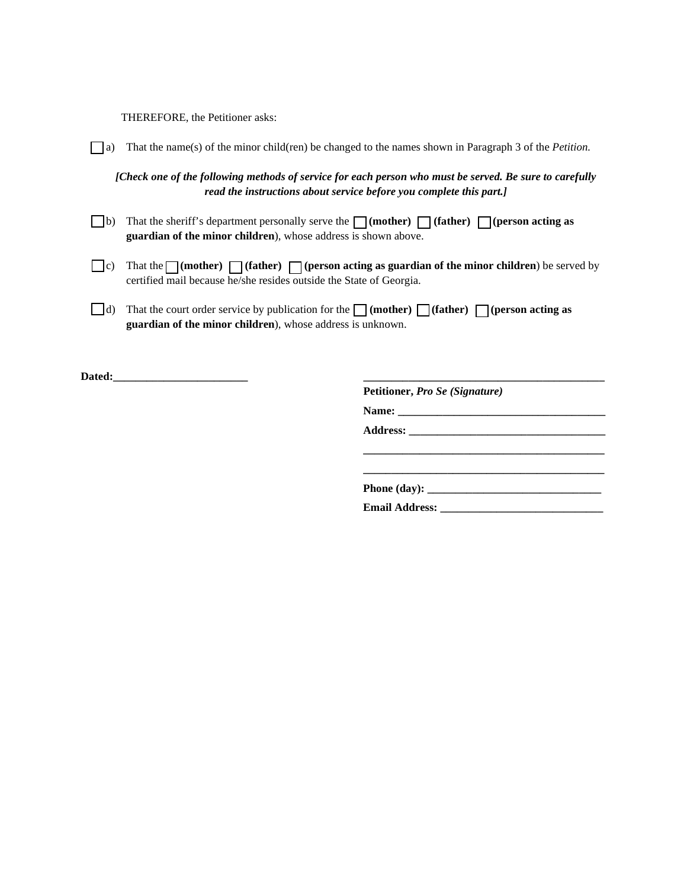THEREFORE, the Petitioner asks:

☐ a) That the name(s) of the minor child(ren) be changed to the names shown in Paragraph 3 of the *Petition.*

***[Check one of the following methods of service for each person who must be served. Be sure to carefully read the instructions about service before you complete this part.]***

☐ b) That the sheriff's department personally serve the ☐ **(mother)** ☐ **(father)** ☐ **(person acting as guardian of the minor children**), whose address is shown above.

☐ c) That the ☐ **(mother)** ☐ **(father)** ☐ **(person acting as guardian of the minor children**) be served by certified mail because he/she resides outside the State of Georgia.

☐ d) That the court order service by publication for the ☐ **(mother)** ☐ **(father)** ☐ **(person acting as guardian of the minor children**), whose address is unknown.

**Dated:**________________________

_____________________________________________

**Petitioner,** ***Pro Se (Signature)***

**Name:** _____________________________________

**Address:** ___________________________________

_____________________________________________

_____________________________________________

**Phone (day):** ________________________________

**Email Address:** _____________________________